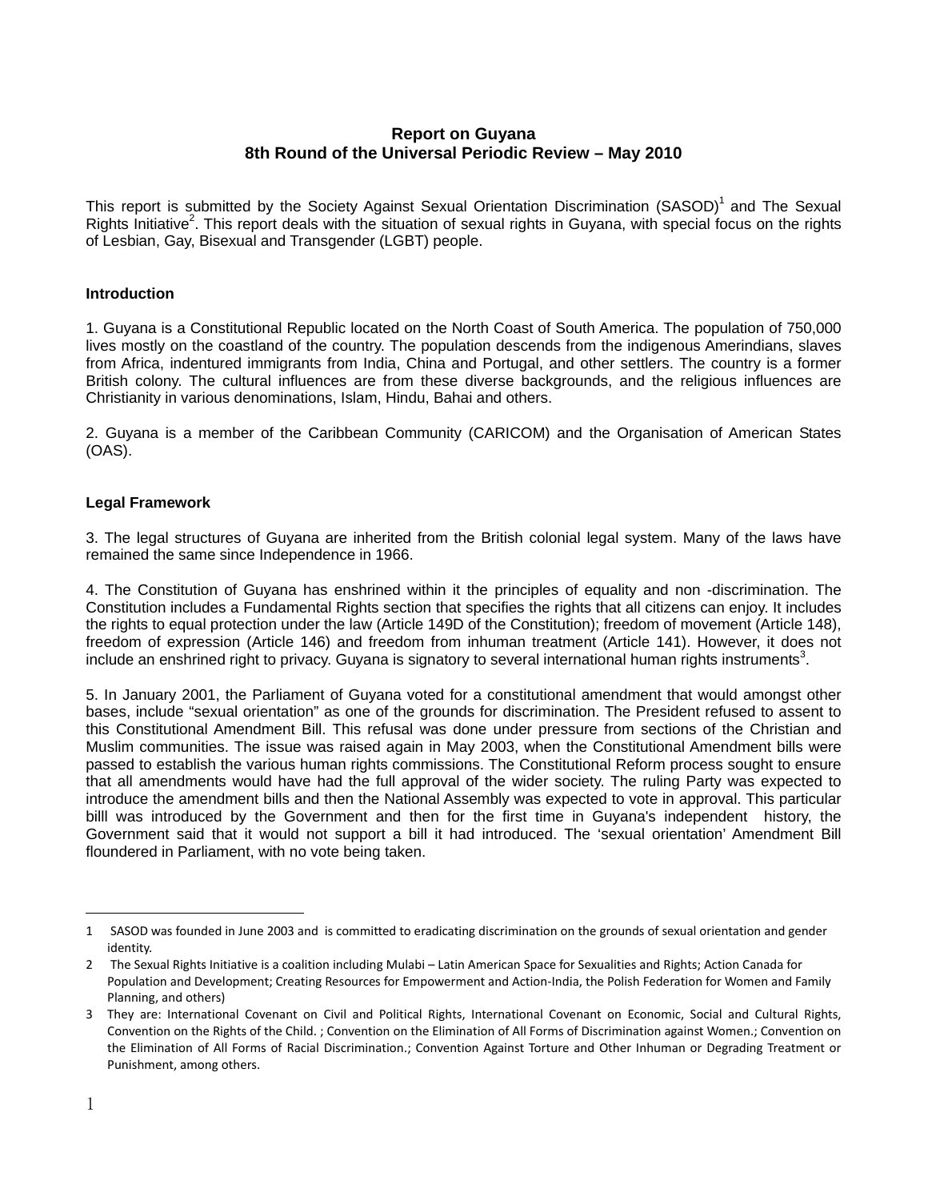# Report on Guyana
## 8th Round of the Universal Periodic Review – May 2010

This report is submitted by the Society Against Sexual Orientation Discrimination (SASOD)[1] and The Sexual Rights Initiative[2]. This report deals with the situation of sexual rights in Guyana, with special focus on the rights of Lesbian, Gay, Bisexual and Transgender (LGBT) people.

### Introduction

1. Guyana is a Constitutional Republic located on the North Coast of South America. The population of 750,000 lives mostly on the coastland of the country. The population descends from the indigenous Amerindians, slaves from Africa, indentured immigrants from India, China and Portugal, and other settlers. The country is a former British colony. The cultural influences are from these diverse backgrounds, and the religious influences are Christianity in various denominations, Islam, Hindu, Bahai and others.

2. Guyana is a member of the Caribbean Community (CARICOM) and the Organisation of American States (OAS).

### Legal Framework

3. The legal structures of Guyana are inherited from the British colonial legal system. Many of the laws have remained the same since Independence in 1966.

4. The Constitution of Guyana has enshrined within it the principles of equality and non -discrimination. The Constitution includes a Fundamental Rights section that specifies the rights that all citizens can enjoy. It includes the rights to equal protection under the law (Article 149D of the Constitution); freedom of movement (Article 148), freedom of expression (Article 146) and freedom from inhuman treatment (Article 141). However, it does not include an enshrined right to privacy. Guyana is signatory to several international human rights instruments[3].

5. In January 2001, the Parliament of Guyana voted for a constitutional amendment that would amongst other bases, include "sexual orientation" as one of the grounds for discrimination. The President refused to assent to this Constitutional Amendment Bill. This refusal was done under pressure from sections of the Christian and Muslim communities. The issue was raised again in May 2003, when the Constitutional Amendment bills were passed to establish the various human rights commissions. The Constitutional Reform process sought to ensure that all amendments would have had the full approval of the wider society. The ruling Party was expected to introduce the amendment bills and then the National Assembly was expected to vote in approval. This particular billl was introduced by the Government and then for the first time in Guyana's independent history, the Government said that it would not support a bill it had introduced. The 'sexual orientation' Amendment Bill floundered in Parliament, with no vote being taken.

---

1 SASOD was founded in June 2003 and is committed to eradicating discrimination on the grounds of sexual orientation and gender identity.

2 The Sexual Rights Initiative is a coalition including Mulabi – Latin American Space for Sexualities and Rights; Action Canada for Population and Development; Creating Resources for Empowerment and Action-India, the Polish Federation for Women and Family Planning, and others)

3 They are: International Covenant on Civil and Political Rights, International Covenant on Economic, Social and Cultural Rights, Convention on the Rights of the Child. ; Convention on the Elimination of All Forms of Discrimination against Women.; Convention on the Elimination of All Forms of Racial Discrimination.; Convention Against Torture and Other Inhuman or Degrading Treatment or Punishment, among others.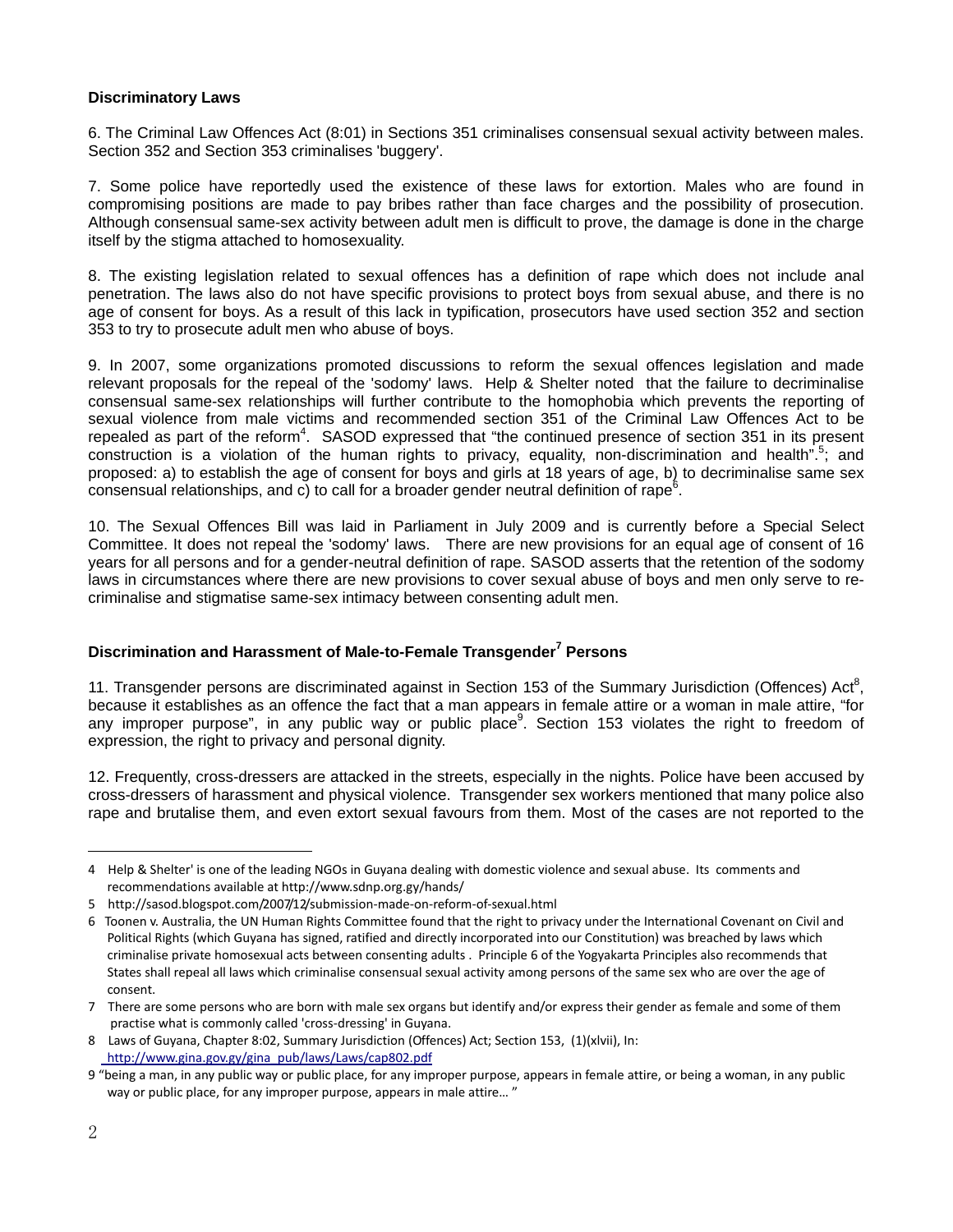**Discriminatory Laws**

6. The Criminal Law Offences Act (8:01) in Sections 351 criminalises consensual sexual activity between males. Section 352 and Section 353 criminalises 'buggery'.

7. Some police have reportedly used the existence of these laws for extortion. Males who are found in compromising positions are made to pay bribes rather than face charges and the possibility of prosecution. Although consensual same-sex activity between adult men is difficult to prove, the damage is done in the charge itself by the stigma attached to homosexuality.

8. The existing legislation related to sexual offences has a definition of rape which does not include anal penetration. The laws also do not have specific provisions to protect boys from sexual abuse, and there is no age of consent for boys. As a result of this lack in typification, prosecutors have used section 352 and section 353 to try to prosecute adult men who abuse of boys.

9. In 2007, some organizations promoted discussions to reform the sexual offences legislation and made relevant proposals for the repeal of the 'sodomy' laws. Help & Shelter noted that the failure to decriminalise consensual same-sex relationships will further contribute to the homophobia which prevents the reporting of sexual violence from male victims and recommended section 351 of the Criminal Law Offences Act to be repealed as part of the reform[4]. SASOD expressed that "the continued presence of section 351 in its present construction is a violation of the human rights to privacy, equality, non-discrimination and health".[5]; and proposed: a) to establish the age of consent for boys and girls at 18 years of age, b) to decriminalise same sex consensual relationships, and c) to call for a broader gender neutral definition of rape[6].

10. The Sexual Offences Bill was laid in Parliament in July 2009 and is currently before a Special Select Committee. It does not repeal the 'sodomy' laws. There are new provisions for an equal age of consent of 16 years for all persons and for a gender-neutral definition of rape. SASOD asserts that the retention of the sodomy laws in circumstances where there are new provisions to cover sexual abuse of boys and men only serve to re-criminalise and stigmatise same-sex intimacy between consenting adult men.

**Discrimination and Harassment of Male-to-Female Transgender[7] Persons**

11. Transgender persons are discriminated against in Section 153 of the Summary Jurisdiction (Offences) Act[8], because it establishes as an offence the fact that a man appears in female attire or a woman in male attire, "for any improper purpose", in any public way or public place[9]. Section 153 violates the right to freedom of expression, the right to privacy and personal dignity.

12. Frequently, cross-dressers are attacked in the streets, especially in the nights. Police have been accused by cross-dressers of harassment and physical violence. Transgender sex workers mentioned that many police also rape and brutalise them, and even extort sexual favours from them. Most of the cases are not reported to the

---

4 Help & Shelter' is one of the leading NGOs in Guyana dealing with domestic violence and sexual abuse. Its comments and recommendations available at http://www.sdnp.org.gy/hands/

5 http://sasod.blogspot.com/2007/12/submission-made-on-reform-of-sexual.html

6 Toonen v. Australia, the UN Human Rights Committee found that the right to privacy under the International Covenant on Civil and Political Rights (which Guyana has signed, ratified and directly incorporated into our Constitution) was breached by laws which criminalise private homosexual acts between consenting adults . Principle 6 of the Yogyakarta Principles also recommends that States shall repeal all laws which criminalise consensual sexual activity among persons of the same sex who are over the age of consent.

7 There are some persons who are born with male sex organs but identify and/or express their gender as female and some of them practise what is commonly called 'cross-dressing' in Guyana.

8 Laws of Guyana, Chapter 8:02, Summary Jurisdiction (Offences) Act; Section 153, (1)(xlvii), In: http://www.gina.gov.gy/gina_pub/laws/Laws/cap802.pdf

9 "being a man, in any public way or public place, for any improper purpose, appears in female attire, or being a woman, in any public way or public place, for any improper purpose, appears in male attire… "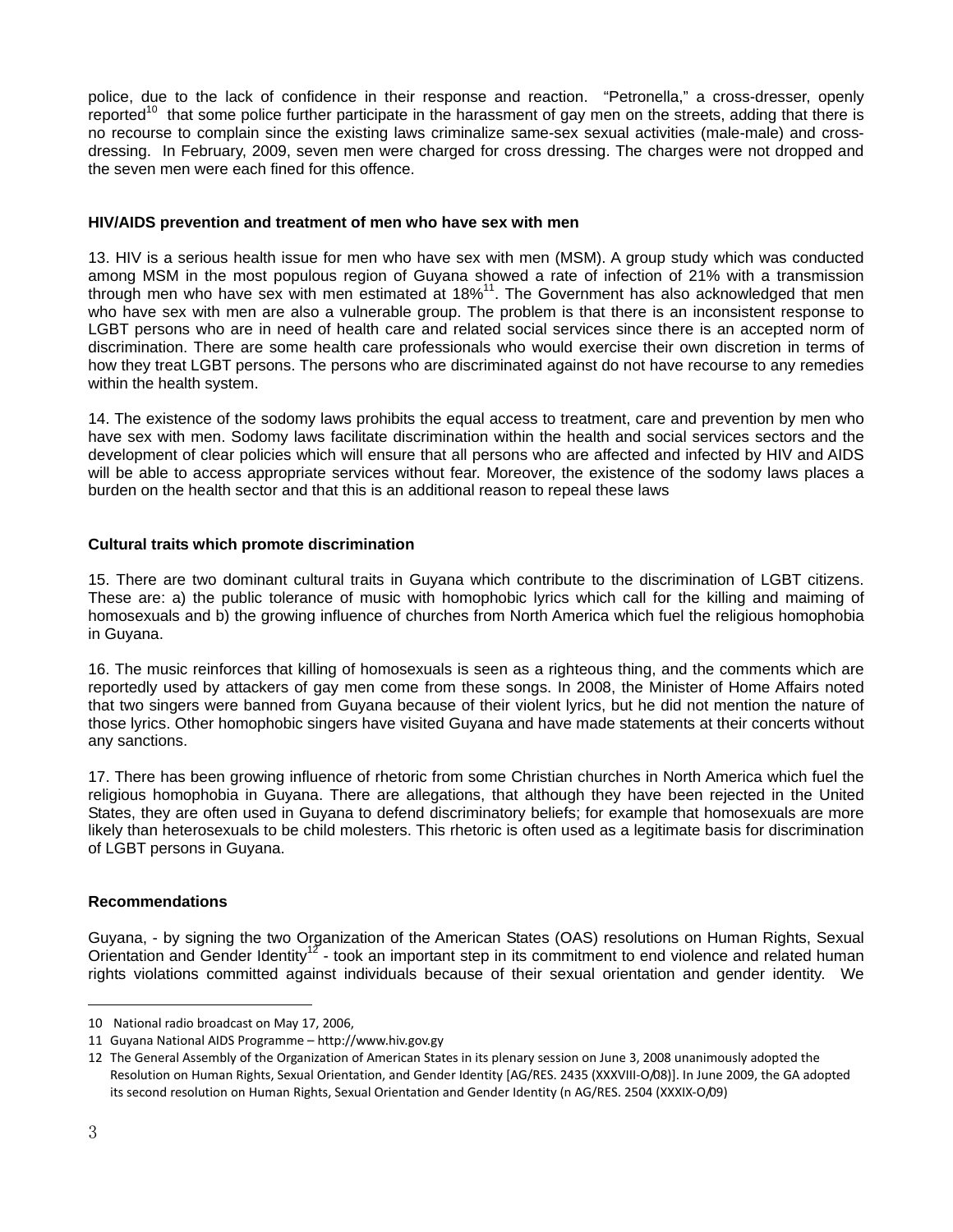police, due to the lack of confidence in their response and reaction. "Petronella," a cross-dresser, openly reported[10] that some police further participate in the harassment of gay men on the streets, adding that there is no recourse to complain since the existing laws criminalize same-sex sexual activities (male-male) and cross-dressing. In February, 2009, seven men were charged for cross dressing. The charges were not dropped and the seven men were each fined for this offence.

**HIV/AIDS prevention and treatment of men who have sex with men**

13. HIV is a serious health issue for men who have sex with men (MSM). A group study which was conducted among MSM in the most populous region of Guyana showed a rate of infection of 21% with a transmission through men who have sex with men estimated at 18%[11]. The Government has also acknowledged that men who have sex with men are also a vulnerable group. The problem is that there is an inconsistent response to LGBT persons who are in need of health care and related social services since there is an accepted norm of discrimination. There are some health care professionals who would exercise their own discretion in terms of how they treat LGBT persons. The persons who are discriminated against do not have recourse to any remedies within the health system.

14. The existence of the sodomy laws prohibits the equal access to treatment, care and prevention by men who have sex with men. Sodomy laws facilitate discrimination within the health and social services sectors and the development of clear policies which will ensure that all persons who are affected and infected by HIV and AIDS will be able to access appropriate services without fear. Moreover, the existence of the sodomy laws places a burden on the health sector and that this is an additional reason to repeal these laws

**Cultural traits which promote discrimination**

15. There are two dominant cultural traits in Guyana which contribute to the discrimination of LGBT citizens. These are: a) the public tolerance of music with homophobic lyrics which call for the killing and maiming of homosexuals and b) the growing influence of churches from North America which fuel the religious homophobia in Guyana.

16. The music reinforces that killing of homosexuals is seen as a righteous thing, and the comments which are reportedly used by attackers of gay men come from these songs. In 2008, the Minister of Home Affairs noted that two singers were banned from Guyana because of their violent lyrics, but he did not mention the nature of those lyrics. Other homophobic singers have visited Guyana and have made statements at their concerts without any sanctions.

17. There has been growing influence of rhetoric from some Christian churches in North America which fuel the religious homophobia in Guyana. There are allegations, that although they have been rejected in the United States, they are often used in Guyana to defend discriminatory beliefs; for example that homosexuals are more likely than heterosexuals to be child molesters. This rhetoric is often used as a legitimate basis for discrimination of LGBT persons in Guyana.

**Recommendations**

Guyana, - by signing the two Organization of the American States (OAS) resolutions on Human Rights, Sexual Orientation and Gender Identity[12] - took an important step in its commitment to end violence and related human rights violations committed against individuals because of their sexual orientation and gender identity. We

---

10 National radio broadcast on May 17, 2006,

11 Guyana National AIDS Programme – http://www.hiv.gov.gy

12 The General Assembly of the Organization of American States in its plenary session on June 3, 2008 unanimously adopted the Resolution on Human Rights, Sexual Orientation, and Gender Identity [AG/RES. 2435 (XXXVIII-O/08)]. In June 2009, the GA adopted its second resolution on Human Rights, Sexual Orientation and Gender Identity (n AG/RES. 2504 (XXXIX-O/09)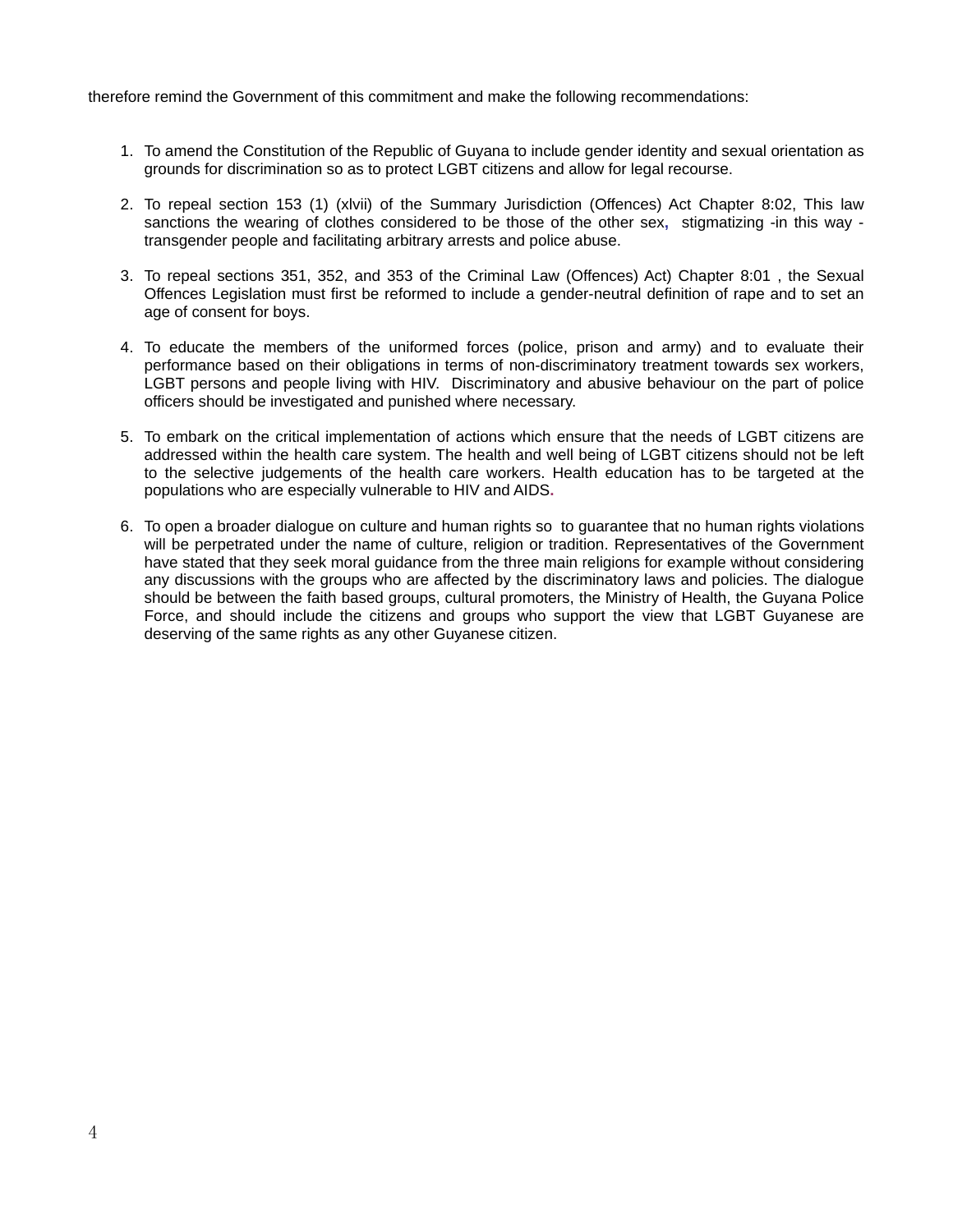therefore remind the Government of this commitment and make the following recommendations:

1. To amend the Constitution of the Republic of Guyana to include gender identity and sexual orientation as grounds for discrimination so as to protect LGBT citizens and allow for legal recourse.

2. To repeal section 153 (1) (xlvii) of the Summary Jurisdiction (Offences) Act Chapter 8:02, This law sanctions the wearing of clothes considered to be those of the other sex, stigmatizing -in this way - transgender people and facilitating arbitrary arrests and police abuse.

3. To repeal sections 351, 352, and 353 of the Criminal Law (Offences) Act) Chapter 8:01 , the Sexual Offences Legislation must first be reformed to include a gender-neutral definition of rape and to set an age of consent for boys.

4. To educate the members of the uniformed forces (police, prison and army) and to evaluate their performance based on their obligations in terms of non-discriminatory treatment towards sex workers, LGBT persons and people living with HIV. Discriminatory and abusive behaviour on the part of police officers should be investigated and punished where necessary.

5. To embark on the critical implementation of actions which ensure that the needs of LGBT citizens are addressed within the health care system. The health and well being of LGBT citizens should not be left to the selective judgements of the health care workers. Health education has to be targeted at the populations who are especially vulnerable to HIV and AIDS.

6. To open a broader dialogue on culture and human rights so to guarantee that no human rights violations will be perpetrated under the name of culture, religion or tradition. Representatives of the Government have stated that they seek moral guidance from the three main religions for example without considering any discussions with the groups who are affected by the discriminatory laws and policies. The dialogue should be between the faith based groups, cultural promoters, the Ministry of Health, the Guyana Police Force, and should include the citizens and groups who support the view that LGBT Guyanese are deserving of the same rights as any other Guyanese citizen.